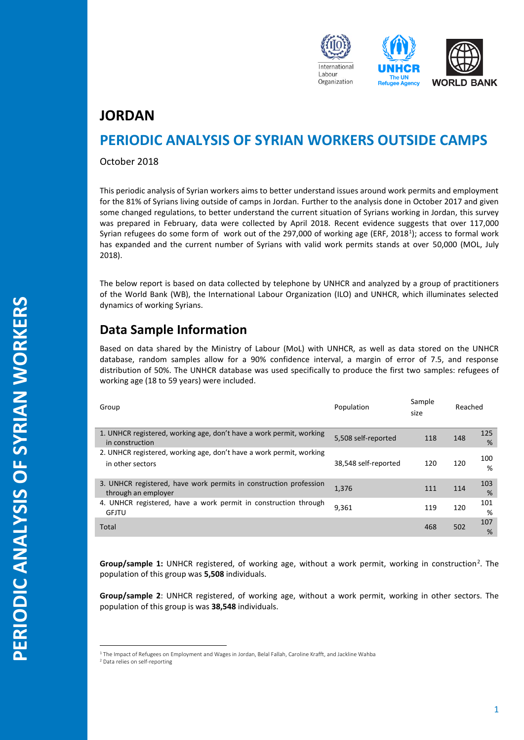# JORDAN

## PERIODIC ANALYSIS OF SYRIAN WORKERS OUTSIDE CAMPS

October 2018

This periodic analysis of Syrian workers aims to better understand issues around work permits and employment for the 81% of Syrians living outside of camps in Jordan. Further to the analysis done in October 2017 and given some changed regulations, to better understand the current situation of Syrians working in Jordan, this survey was prepared in February, data were collected by April 2018. Recent evidence suggests that over 117,000 Syrian refugees do some form of work out of the 297,000 of working age (ERF, 2018[1]); access to formal work has expanded and the current number of Syrians with valid work permits stands at over 50,000 (MOL, July 2018).

The below report is based on data collected by telephone by UNHCR and analyzed by a group of practitioners of the World Bank (WB), the International Labour Organization (ILO) and UNHCR, which illuminates selected dynamics of working Syrians.

## Data Sample Information

Based on data shared by the Ministry of Labour (MoL) with UNHCR, as well as data stored on the UNHCR database, random samples allow for a 90% confidence interval, a margin of error of 7.5, and response distribution of 50%. The UNHCR database was used specifically to produce the first two samples: refugees of working age (18 to 59 years) were included.

| Group | Population | Sample size | Reached | |
|---|---|---|---|---|
| 1. UNHCR registered, working age, don't have a work permit, working in construction | 5,508 self-reported | 118 | 148 | 125 % |
| 2. UNHCR registered, working age, don't have a work permit, working in other sectors | 38,548 self-reported | 120 | 120 | 100 % |
| 3. UNHCR registered, have work permits in construction profession through an employer | 1,376 | 111 | 114 | 103 % |
| 4. UNHCR registered, have a work permit in construction through GFJTU | 9,361 | 119 | 120 | 101 % |
| Total | | 468 | 502 | 107 % |

**Group/sample 1:** UNHCR registered, of working age, without a work permit, working in construction[2]. The population of this group was **5,508** individuals.

**Group/sample 2**: UNHCR registered, of working age, without a work permit, working in other sectors. The population of this group is was **38,548** individuals.

[1] The Impact of Refugees on Employment and Wages in Jordan, Belal Fallah, Caroline Krafft, and Jackline Wahba

[2] Data relies on self-reporting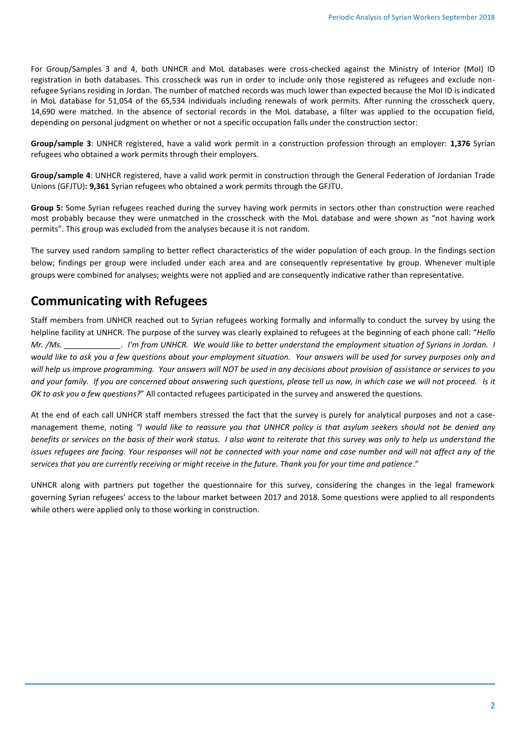For Group/Samples 3 and 4, both UNHCR and MoL databases were cross-checked against the Ministry of Interior (MoI) ID registration in both databases. This crosscheck was run in order to include only those registered as refugees and exclude non-refugee Syrians residing in Jordan. The number of matched records was much lower than expected because the MoI ID is indicated in MoL database for 51,054 of the 65,534 individuals including renewals of work permits. After running the crosscheck query, 14,690 were matched. In the absence of sectorial records in the MoL database, a filter was applied to the occupation field, depending on personal judgment on whether or not a specific occupation falls under the construction sector:

**Group/sample 3**: UNHCR registered, have a valid work permit in a construction profession through an employer: **1,376** Syrian refugees who obtained a work permits through their employers.

**Group/sample 4**: UNHCR registered, have a valid work permit in construction through the General Federation of Jordanian Trade Unions (GFJTU)**: 9,361** Syrian refugees who obtained a work permits through the GFJTU.

**Group 5:** Some Syrian refugees reached during the survey having work permits in sectors other than construction were reached most probably because they were unmatched in the crosscheck with the MoL database and were shown as "not having work permits". This group was excluded from the analyses because it is not random.

The survey used random sampling to better reflect characteristics of the wider population of each group. In the findings section below; findings per group were included under each area and are consequently representative by group. Whenever multiple groups were combined for analyses; weights were not applied and are consequently indicative rather than representative.

## Communicating with Refugees

Staff members from UNHCR reached out to Syrian refugees working formally and informally to conduct the survey by using the helpline facility at UNHCR. The purpose of the survey was clearly explained to refugees at the beginning of each phone call: "*Hello Mr. /Ms. _____________. I'm from UNHCR. We would like to better understand the employment situation of Syrians in Jordan. I would like to ask you a few questions about your employment situation. Your answers will be used for survey purposes only and will help us improve programming. Your answers will NOT be used in any decisions about provision of assistance or services to you and your family. If you are concerned about answering such questions, please tell us now, in which case we will not proceed. Is it OK to ask you a few questions?*" All contacted refugees participated in the survey and answered the questions.

At the end of each call UNHCR staff members stressed the fact that the survey is purely for analytical purposes and not a case-management theme, noting *"I would like to reassure you that UNHCR policy is that asylum seekers should not be denied any benefits or services on the basis of their work status. I also want to reiterate that this survey was only to help us understand the issues refugees are facing. Your responses will not be connected with your name and case number and will not affect any of the services that you are currently receiving or might receive in the future. Thank you for your time and patience*."

UNHCR along with partners put together the questionnaire for this survey, considering the changes in the legal framework governing Syrian refugees' access to the labour market between 2017 and 2018. Some questions were applied to all respondents while others were applied only to those working in construction.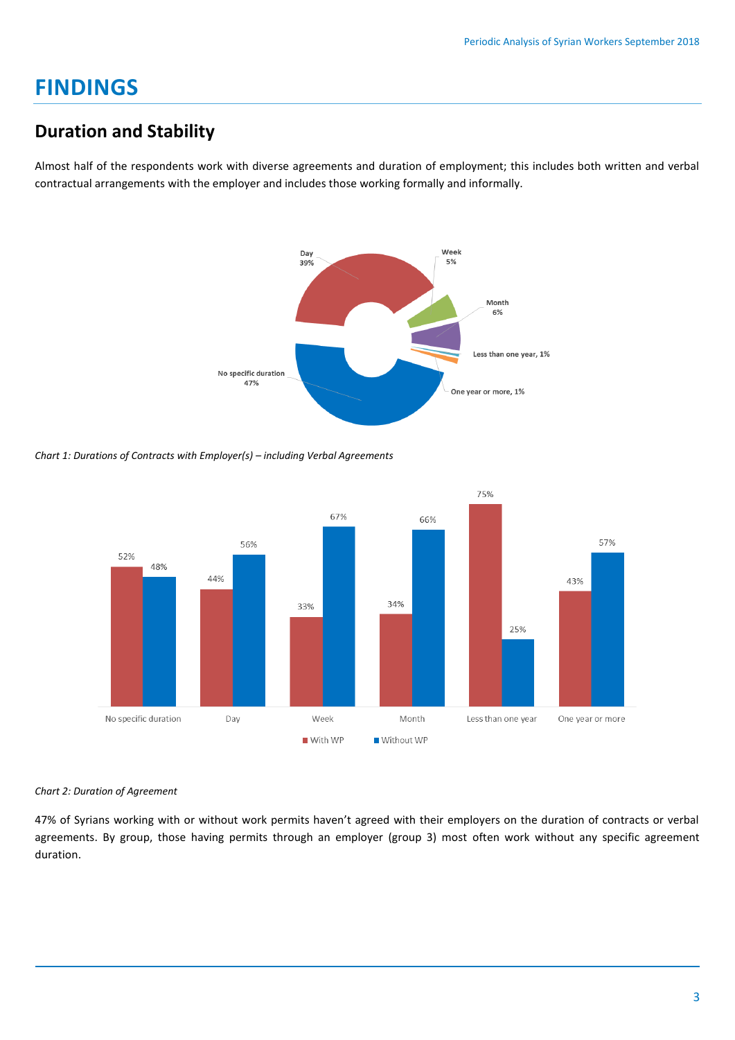# FINDINGS

## Duration and Stability

Almost half of the respondents work with diverse agreements and duration of employment; this includes both written and verbal contractual arrangements with the employer and includes those working formally and informally.

Day
39%

Week
5%

Month
6%

Less than one year, 1%

One year or more, 1%

No specific duration
47%

*Chart 1: Durations of Contracts with Employer(s) – including Verbal Agreements*

52%
48%
44%
56%
33%
67%
34%
66%
75%
25%
43%
57%

No specific duration
Day
Week
Month
Less than one year
One year or more

With WP
Without WP

*Chart 2: Duration of Agreement*

47% of Syrians working with or without work permits haven't agreed with their employers on the duration of contracts or verbal agreements. By group, those having permits through an employer (group 3) most often work without any specific agreement duration.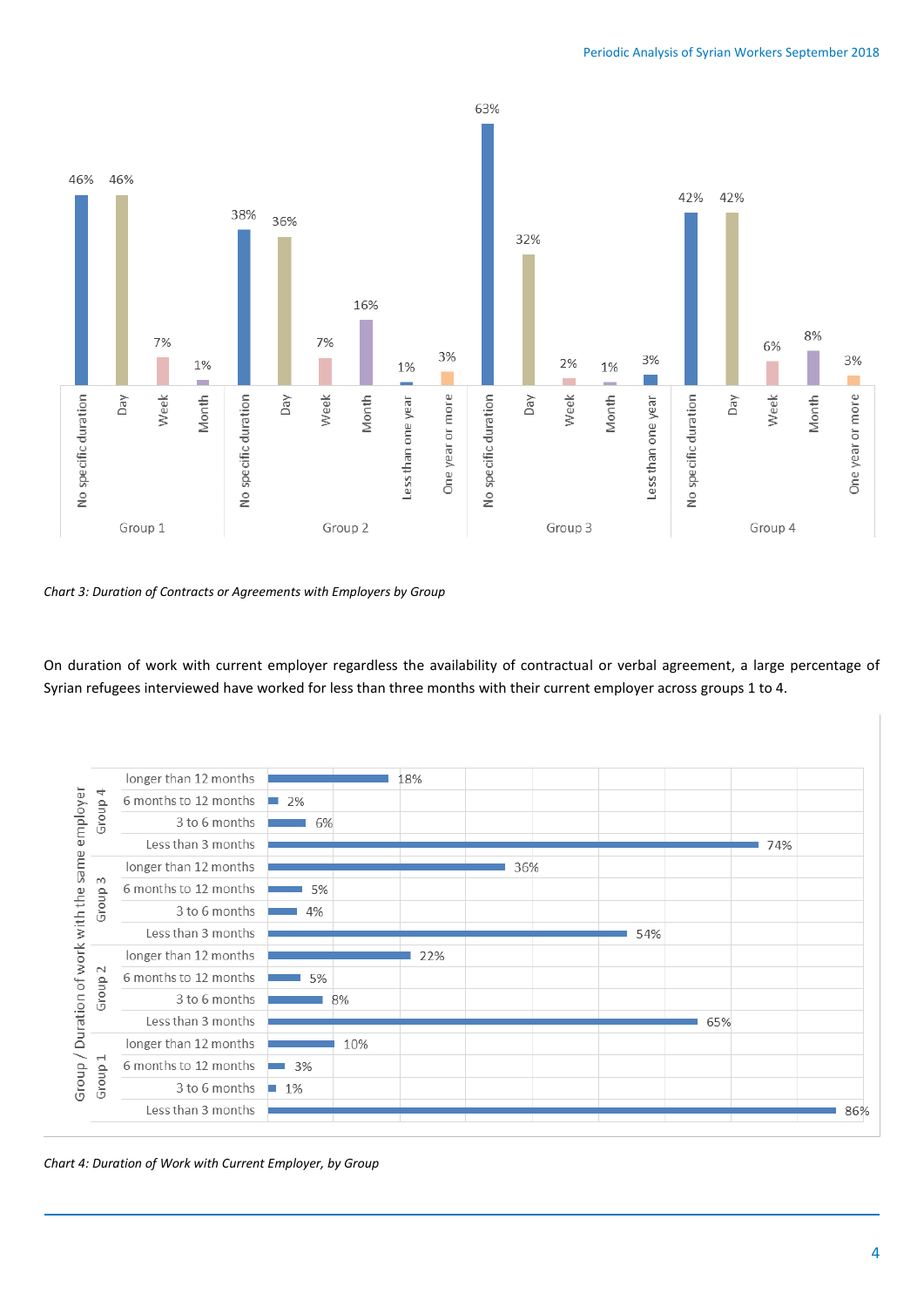46%
46%
7%
1%
38%
36%
7%
16%
1%
3%
63%
32%
2%
1%
3%
42%
42%
6%
8%
3%

No specific duration
Day
Week
Month
No specific duration
Day
Week
Month
Less than one year
One year or more
No specific duration
Day
Week
Month
Less than one year
No specific duration
Day
Week
Month
One year or more

Group 1
Group 2
Group 3
Group 4

*Chart 3: Duration of Contracts or Agreements with Employers by Group*

On duration of work with current employer regardless the availability of contractual or verbal agreement, a large percentage of Syrian refugees interviewed have worked for less than three months with their current employer across groups 1 to 4.

Group / Duration of work with the same employer

Group 4
longer than 12 months 18%
6 months to 12 months 2%
3 to 6 months 6%
Less than 3 months 74%

Group 3
longer than 12 months 36%
6 months to 12 months 5%
3 to 6 months 4%
Less than 3 months 54%

Group 2
longer than 12 months 22%
6 months to 12 months 5%
3 to 6 months 8%
Less than 3 months 65%

Group 1
longer than 12 months 10%
6 months to 12 months 3%
3 to 6 months 1%
Less than 3 months 86%

*Chart 4: Duration of Work with Current Employer, by Group*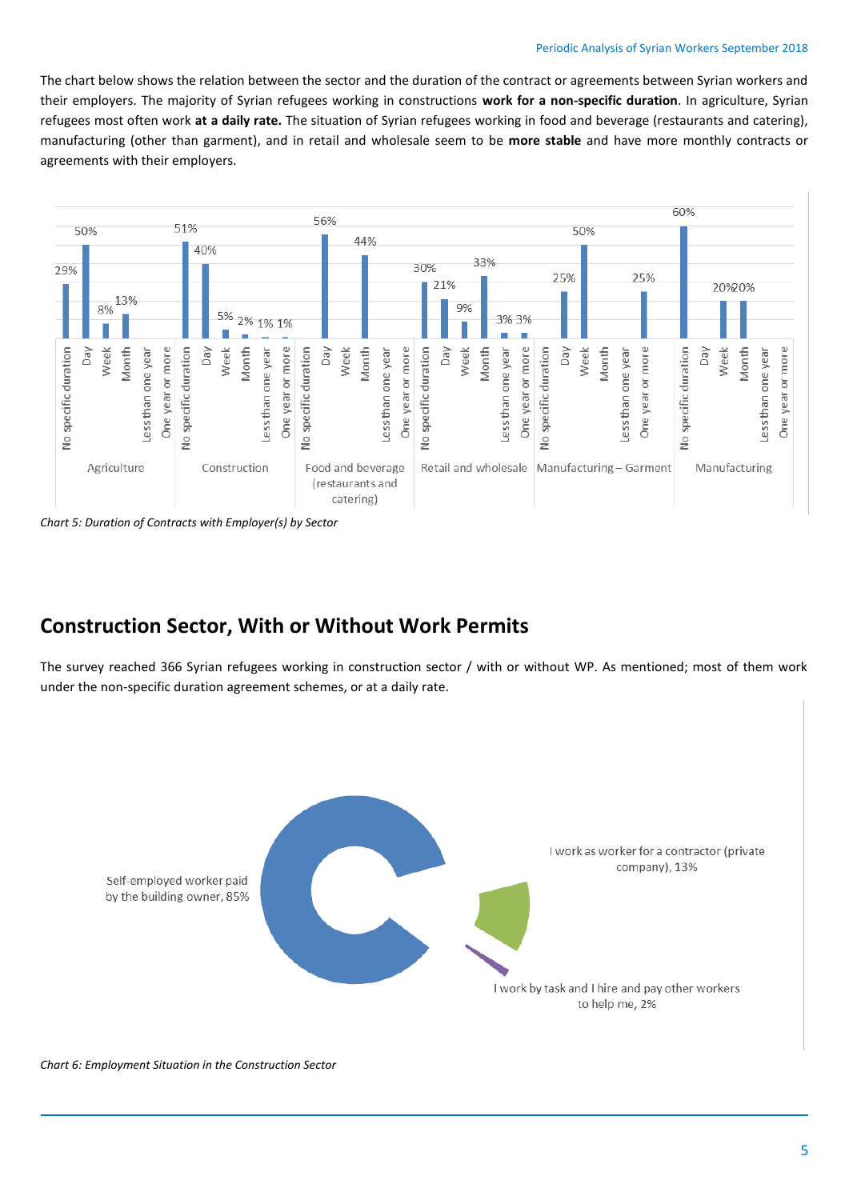The chart below shows the relation between the sector and the duration of the contract or agreements between Syrian workers and their employers. The majority of Syrian refugees working in constructions **work for a non-specific duration**. In agriculture, Syrian refugees most often work **at a daily rate.** The situation of Syrian refugees working in food and beverage (restaurants and catering), manufacturing (other than garment), and in retail and wholesale seem to be **more stable** and have more monthly contracts or agreements with their employers.

Agriculture: 29%, 50%, 8%, 13%
Construction: 51%, 40%, 5%, 2%, 1%, 1%
Food and beverage (restaurants and catering): 56%, 44%
Retail and wholesale: 30%, 21%, 9%, 33%, 3%, 3%
Manufacturing – Garment: 25%, 50%, 25%
Manufacturing: 60%, 20%, 20%

No specific duration, Day, Week, Month, Less than one year, One year or more

*Chart 5: Duration of Contracts with Employer(s) by Sector*

## Construction Sector, With or Without Work Permits

The survey reached 366 Syrian refugees working in construction sector / with or without WP. As mentioned; most of them work under the non-specific duration agreement schemes, or at a daily rate.

Self-employed worker paid by the building owner, 85%

I work as worker for a contractor (private company), 13%

I work by task and I hire and pay other workers to help me, 2%

*Chart 6: Employment Situation in the Construction Sector*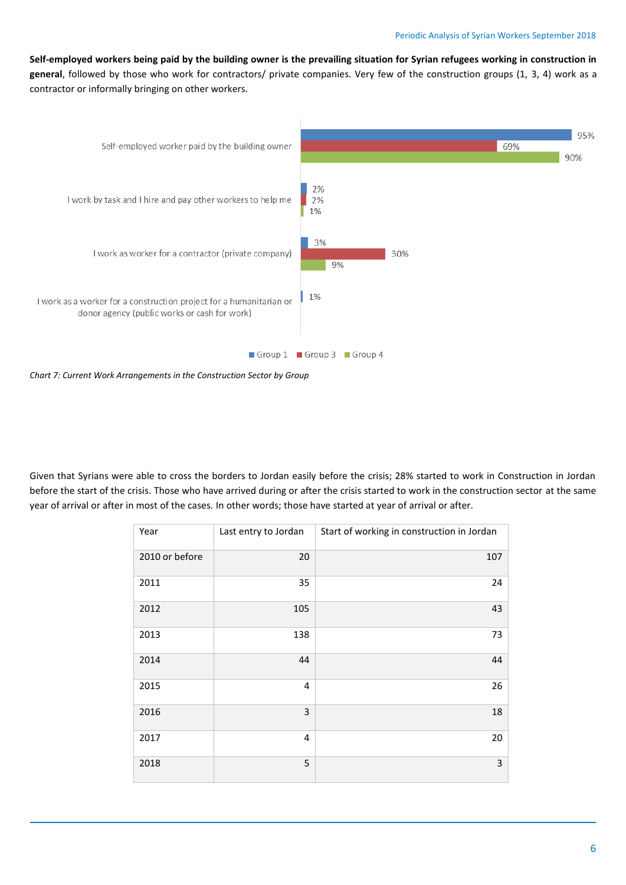**Self-employed workers being paid by the building owner is the prevailing situation for Syrian refugees working in construction in general**, followed by those who work for contractors/ private companies. Very few of the construction groups (1, 3, 4) work as a contractor or informally bringing on other workers.

Self-employed worker paid by the building owner
95%
69%
90%

I work by task and I hire and pay other workers to help me
2%
2%
1%

I work as worker for a contractor (private company)
3%
30%
9%

I work as a worker for a construction project for a humanitarian or donor agency (public works or cash for work)
1%

Group 1 Group 3 Group 4

*Chart 7: Current Work Arrangements in the Construction Sector by Group*

Given that Syrians were able to cross the borders to Jordan easily before the crisis; 28% started to work in Construction in Jordan before the start of the crisis. Those who have arrived during or after the crisis started to work in the construction sector at the same year of arrival or after in most of the cases. In other words; those have started at year of arrival or after.

| Year | Last entry to Jordan | Start of working in construction in Jordan |
|---|---|---|
| 2010 or before | 20 | 107 |
| 2011 | 35 | 24 |
| 2012 | 105 | 43 |
| 2013 | 138 | 73 |
| 2014 | 44 | 44 |
| 2015 | 4 | 26 |
| 2016 | 3 | 18 |
| 2017 | 4 | 20 |
| 2018 | 5 | 3 |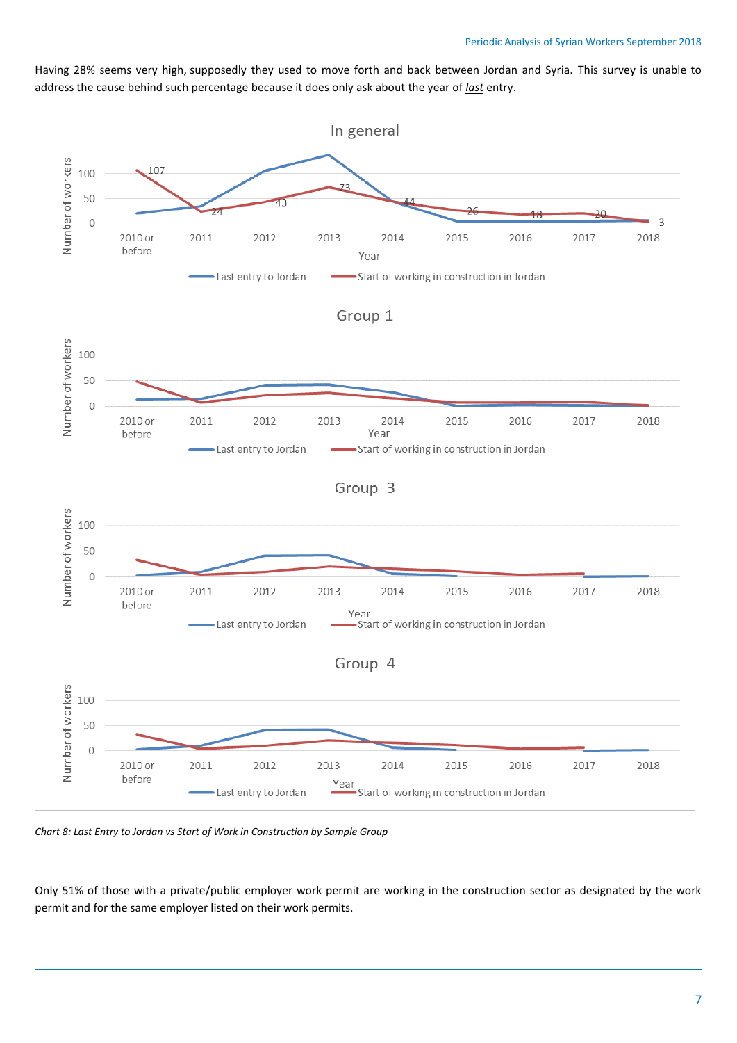Having 28% seems very high, supposedly they used to move forth and back between Jordan and Syria. This survey is unable to address the cause behind such percentage because it does only ask about the year of *last* entry.

In general

Number of workers

100
50
0

107
24
43
73
44
26
18
20
3

2010 or before
2011
2012
2013
2014
2015
2016
2017
2018

Year

Last entry to Jordan
Start of working in construction in Jordan

Group 1

Number of workers

100
50
0

2010 or before
2011
2012
2013
2014
2015
2016
2017
2018

Year

Last entry to Jordan
Start of working in construction in Jordan

Group 3

Number of workers

100
50
0

2010 or before
2011
2012
2013
2014
2015
2016
2017
2018

Year

Last entry to Jordan
Start of working in construction in Jordan

Group 4

Number of workers

100
50
0

2010 or before
2011
2012
2013
2014
2015
2016
2017
2018

Year

Last entry to Jordan
Start of working in construction in Jordan

*Chart 8: Last Entry to Jordan vs Start of Work in Construction by Sample Group*

Only 51% of those with a private/public employer work permit are working in the construction sector as designated by the work permit and for the same employer listed on their work permits.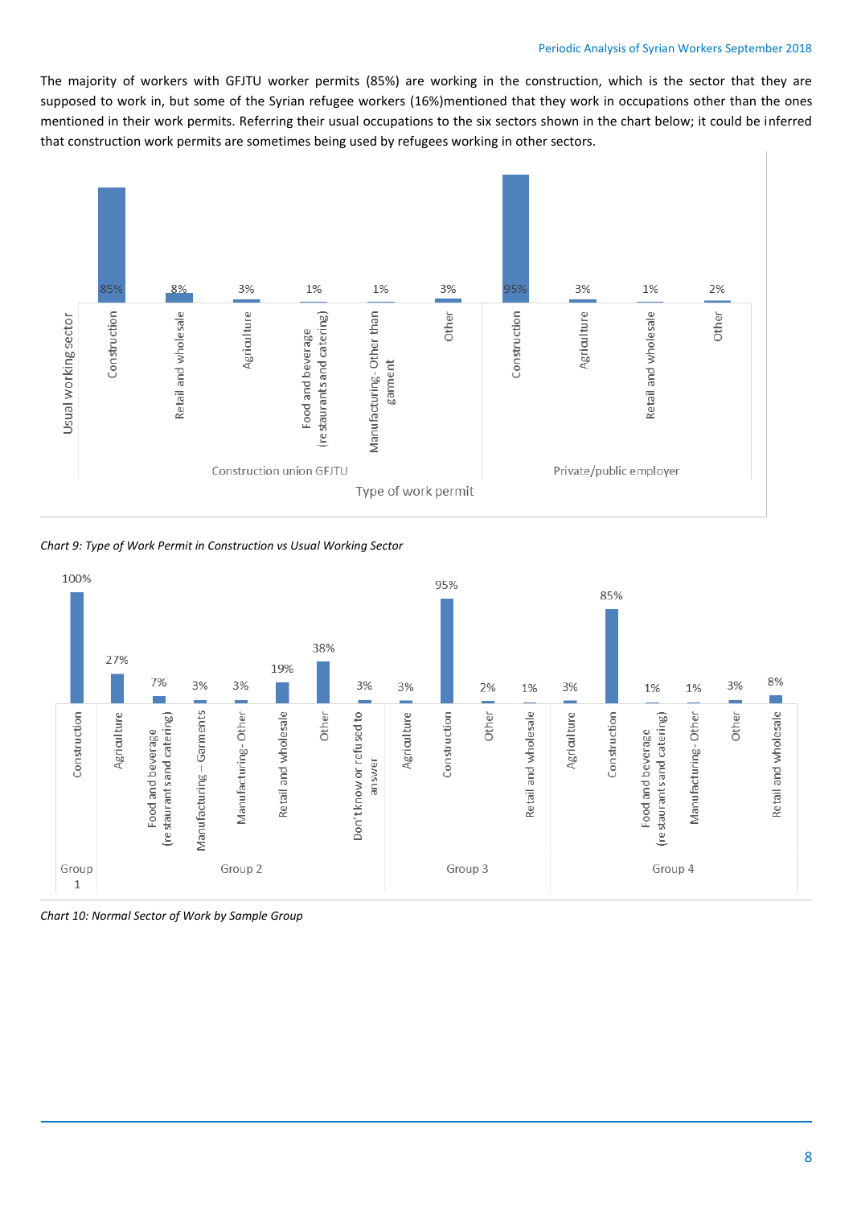The majority of workers with GFJTU worker permits (85%) are working in the construction, which is the sector that they are supposed to work in, but some of the Syrian refugee workers (16%)mentioned that they work in occupations other than the ones mentioned in their work permits. Referring their usual occupations to the six sectors shown in the chart below; it could be inferred that construction work permits are sometimes being used by refugees working in other sectors.

Usual working sector

85% Construction
8% Retail and wholesale
3% Agriculture
1% Food and beverage (restaurants and catering)
1% Manufacturing - Other than garment
3% Other

Construction union GFJTU

95% Construction
3% Agriculture
1% Retail and wholesale
2% Other

Private/public employer

Type of work permit

*Chart 9: Type of Work Permit in Construction vs Usual Working Sector*

Group 1
100% Construction

Group 2
27% Agriculture
7% Food and beverage (restaurants and catering)
3% Manufacturing – Garments
3% Manufacturing - Other
19% Retail and wholesale
38% Other
3% Don't know or refused to answer

Group 3
3% Agriculture
95% Construction
2% Other
1% Retail and wholesale

Group 4
3% Agriculture
85% Construction
1% Food and beverage (restaurants and catering)
1% Manufacturing - Other
3% Other
8% Retail and wholesale

*Chart 10: Normal Sector of Work by Sample Group*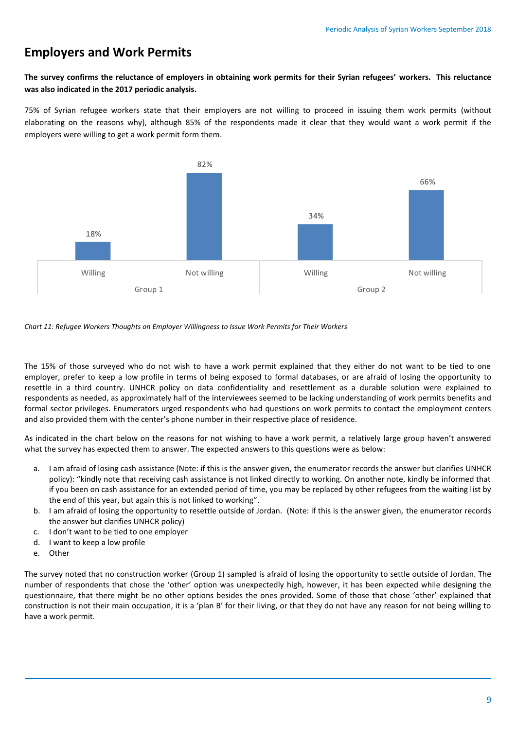## Employers and Work Permits

**The survey confirms the reluctance of employers in obtaining work permits for their Syrian refugees' workers. This reluctance was also indicated in the 2017 periodic analysis.**

75% of Syrian refugee workers state that their employers are not willing to proceed in issuing them work permits (without elaborating on the reasons why), although 85% of the respondents made it clear that they would want a work permit if the employers were willing to get a work permit form them.

18%
82%
34%
66%
Willing
Not willing
Willing
Not willing
Group 1
Group 2

*Chart 11: Refugee Workers Thoughts on Employer Willingness to Issue Work Permits for Their Workers*

The 15% of those surveyed who do not wish to have a work permit explained that they either do not want to be tied to one employer, prefer to keep a low profile in terms of being exposed to formal databases, or are afraid of losing the opportunity to resettle in a third country. UNHCR policy on data confidentiality and resettlement as a durable solution were explained to respondents as needed, as approximately half of the interviewees seemed to be lacking understanding of work permits benefits and formal sector privileges. Enumerators urged respondents who had questions on work permits to contact the employment centers and also provided them with the center's phone number in their respective place of residence.

As indicated in the chart below on the reasons for not wishing to have a work permit, a relatively large group haven't answered what the survey has expected them to answer. The expected answers to this questions were as below:

a. I am afraid of losing cash assistance (Note: if this is the answer given, the enumerator records the answer but clarifies UNHCR policy): "kindly note that receiving cash assistance is not linked directly to working. On another note, kindly be informed that if you been on cash assistance for an extended period of time, you may be replaced by other refugees from the waiting list by the end of this year, but again this is not linked to working".
b. I am afraid of losing the opportunity to resettle outside of Jordan. (Note: if this is the answer given, the enumerator records the answer but clarifies UNHCR policy)
c. I don't want to be tied to one employer
d. I want to keep a low profile
e. Other

The survey noted that no construction worker (Group 1) sampled is afraid of losing the opportunity to settle outside of Jordan. The number of respondents that chose the 'other' option was unexpectedly high, however, it has been expected while designing the questionnaire, that there might be no other options besides the ones provided. Some of those that chose 'other' explained that construction is not their main occupation, it is a 'plan B' for their living, or that they do not have any reason for not being willing to have a work permit.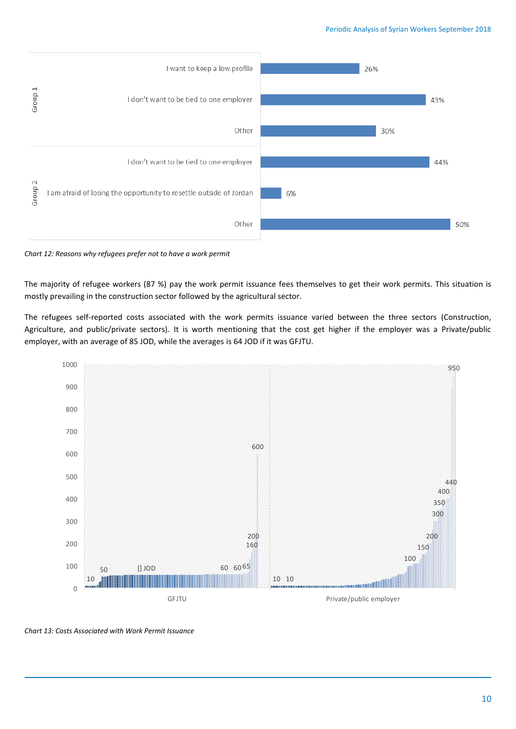Group 1

I want to keep a low profile 26%

I don't want to be tied to one employer 43%

Other 30%

Group 2

I don't want to be tied to one employer 44%

I am afraid of losing the opportunity to resettle outside of Jordan 6%

Other 50%

*Chart 12: Reasons why refugees prefer not to have a work permit*

The majority of refugee workers (87 %) pay the work permit issuance fees themselves to get their work permits. This situation is mostly prevailing in the construction sector followed by the agricultural sector.

The refugees self-reported costs associated with the work permits issuance varied between the three sectors (Construction, Agriculture, and public/private sectors). It is worth mentioning that the cost get higher if the employer was a Private/public employer, with an average of 85 JOD, while the averages is 64 JOD if it was GFJTU.

1000
900
800
700
600
500
400
300
200
100
0

10 50 [] JOD 60 60 65 160 200 600

10 10 100 150 200 300 350 400 440 950

GFJTU

Private/public employer

*Chart 13: Costs Associated with Work Permit Issuance*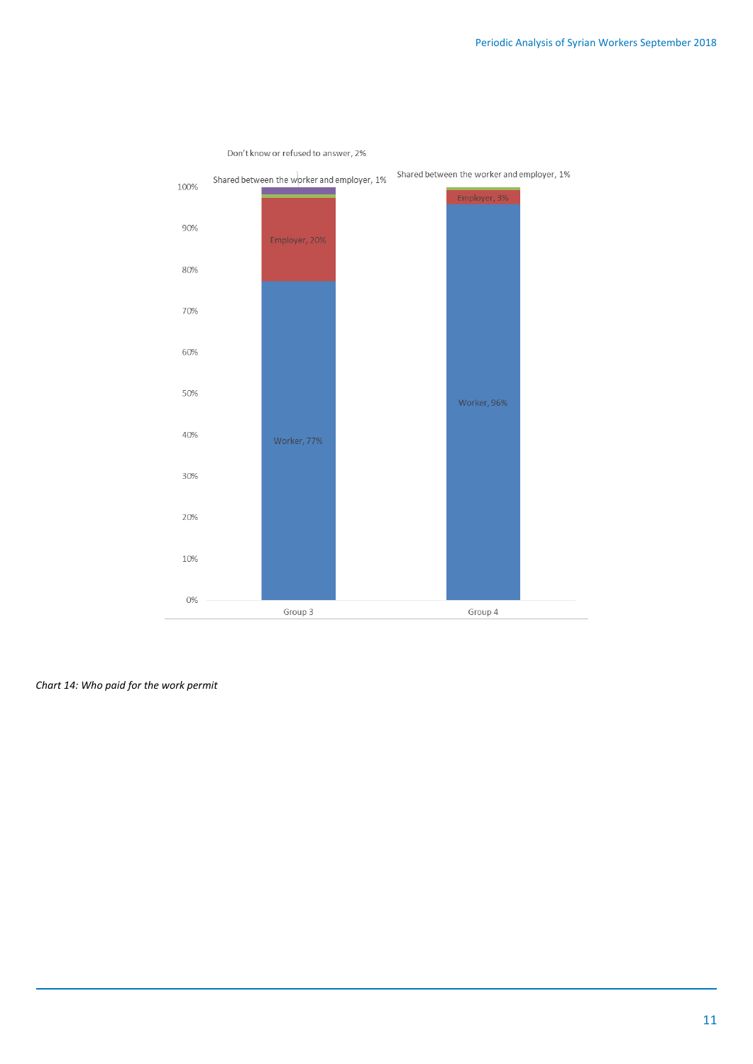Don't know or refused to answer, 2%

Shared between the worker and employer, 1%

Shared between the worker and employer, 1%

100%
90%
80%
70%
60%
50%
40%
30%
20%
10%
0%

Employer, 20%

Worker, 77%

Employer, 3%

Worker, 96%

Group 3

Group 4

*Chart 14: Who paid for the work permit*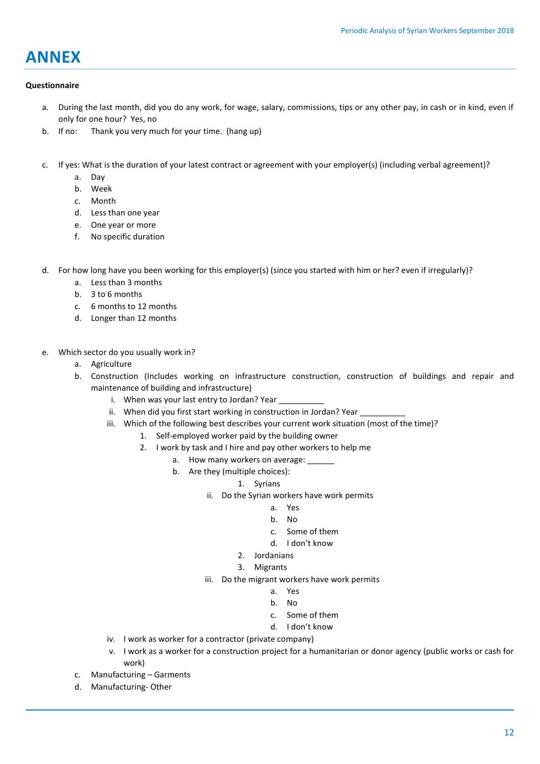# ANNEX

**Questionnaire**

a. During the last month, did you do any work, for wage, salary, commissions, tips or any other pay, in cash or in kind, even if only for one hour? Yes, no

b. If no: Thank you very much for your time. (hang up)

c. If yes: What is the duration of your latest contract or agreement with your employer(s) (including verbal agreement)?
   a. Day
   b. Week
   c. Month
   d. Less than one year
   e. One year or more
   f. No specific duration

d. For how long have you been working for this employer(s) (since you started with him or her? even if irregularly)?
   a. Less than 3 months
   b. 3 to 6 months
   c. 6 months to 12 months
   d. Longer than 12 months

e. Which sector do you usually work in?
   a. Agriculture
   b. Construction (Includes working on infrastructure construction, construction of buildings and repair and maintenance of building and infrastructure)
      i. When was your last entry to Jordan? Year __________
      ii. When did you first start working in construction in Jordan? Year __________
      iii. Which of the following best describes your current work situation (most of the time)?
         1. Self-employed worker paid by the building owner
         2. I work by task and I hire and pay other workers to help me
            a. How many workers on average: ______
            b. Are they (multiple choices):
               1. Syrians
               ii. Do the Syrian workers have work permits
                  a. Yes
                  b. No
                  c. Some of them
                  d. I don't know
               2. Jordanians
               3. Migrants
               iii. Do the migrant workers have work permits
                  a. Yes
                  b. No
                  c. Some of them
                  d. I don't know
      iv. I work as worker for a contractor (private company)
      v. I work as a worker for a construction project for a humanitarian or donor agency (public works or cash for work)
   c. Manufacturing – Garments
   d. Manufacturing- Other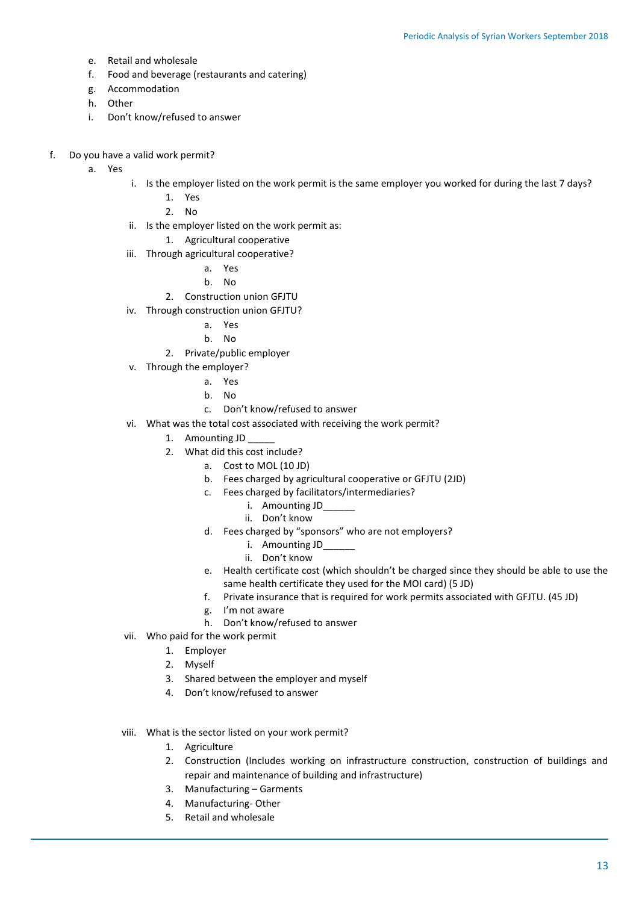e. Retail and wholesale
  f. Food and beverage (restaurants and catering)
  g. Accommodation
  h. Other
  i. Don't know/refused to answer

f. Do you have a valid work permit?
  a. Yes
    i. Is the employer listed on the work permit is the same employer you worked for during the last 7 days?
      1. Yes
      2. No
    ii. Is the employer listed on the work permit as:
      1. Agricultural cooperative
    iii. Through agricultural cooperative?
        a. Yes
        b. No
      2. Construction union GFJTU
    iv. Through construction union GFJTU?
        a. Yes
        b. No
      2. Private/public employer
    v. Through the employer?
        a. Yes
        b. No
        c. Don't know/refused to answer
    vi. What was the total cost associated with receiving the work permit?
      1. Amounting JD _____
      2. What did this cost include?
        a. Cost to MOL (10 JD)
        b. Fees charged by agricultural cooperative or GFJTU (2JD)
        c. Fees charged by facilitators/intermediaries?
          i. Amounting JD______
          ii. Don't know
        d. Fees charged by "sponsors" who are not employers?
          i. Amounting JD______
          ii. Don't know
        e. Health certificate cost (which shouldn't be charged since they should be able to use the same health certificate they used for the MOI card) (5 JD)
        f. Private insurance that is required for work permits associated with GFJTU. (45 JD)
        g. I'm not aware
        h. Don't know/refused to answer
    vii. Who paid for the work permit
      1. Employer
      2. Myself
      3. Shared between the employer and myself
      4. Don't know/refused to answer

    viii. What is the sector listed on your work permit?
      1. Agriculture
      2. Construction (Includes working on infrastructure construction, construction of buildings and repair and maintenance of building and infrastructure)
      3. Manufacturing – Garments
      4. Manufacturing- Other
      5. Retail and wholesale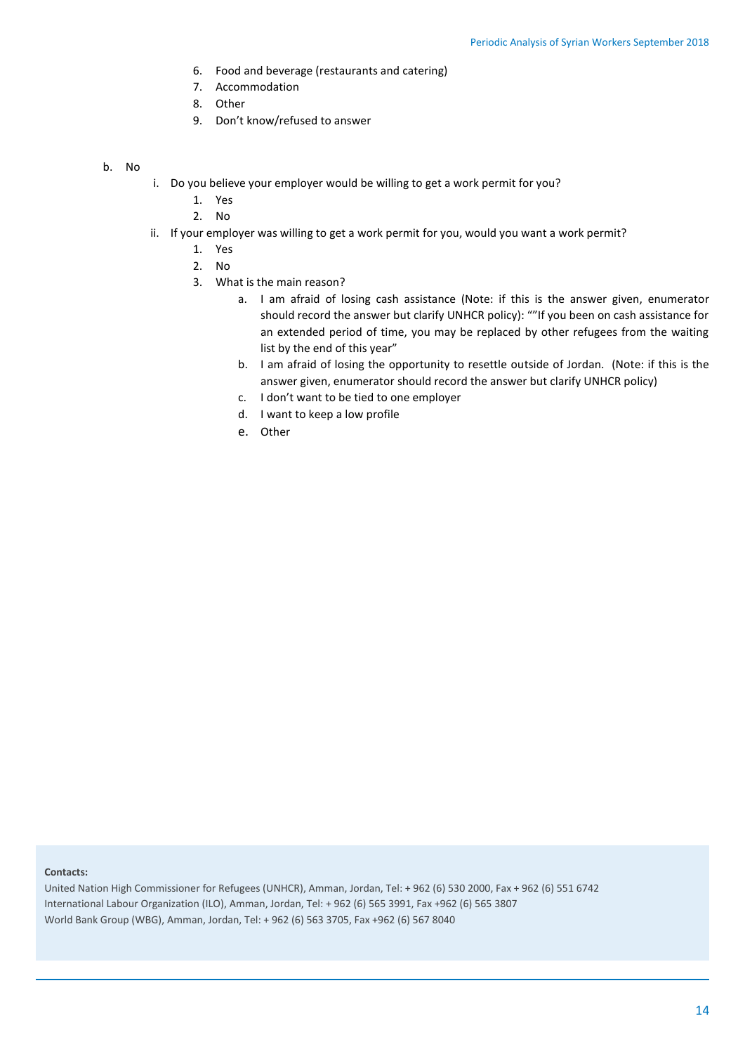6. Food and beverage (restaurants and catering)
7. Accommodation
8. Other
9. Don't know/refused to answer

b. No

   i. Do you believe your employer would be willing to get a work permit for you?
      1. Yes
      2. No

   ii. If your employer was willing to get a work permit for you, would you want a work permit?
      1. Yes
      2. No
      3. What is the main reason?
         a. I am afraid of losing cash assistance (Note: if this is the answer given, enumerator should record the answer but clarify UNHCR policy): ""If you been on cash assistance for an extended period of time, you may be replaced by other refugees from the waiting list by the end of this year"
         b. I am afraid of losing the opportunity to resettle outside of Jordan. (Note: if this is the answer given, enumerator should record the answer but clarify UNHCR policy)
         c. I don't want to be tied to one employer
         d. I want to keep a low profile
         e. Other

**Contacts:**

United Nation High Commissioner for Refugees (UNHCR), Amman, Jordan, Tel: + 962 (6) 530 2000, Fax + 962 (6) 551 6742
International Labour Organization (ILO), Amman, Jordan, Tel: + 962 (6) 565 3991, Fax +962 (6) 565 3807
World Bank Group (WBG), Amman, Jordan, Tel: + 962 (6) 563 3705, Fax +962 (6) 567 8040